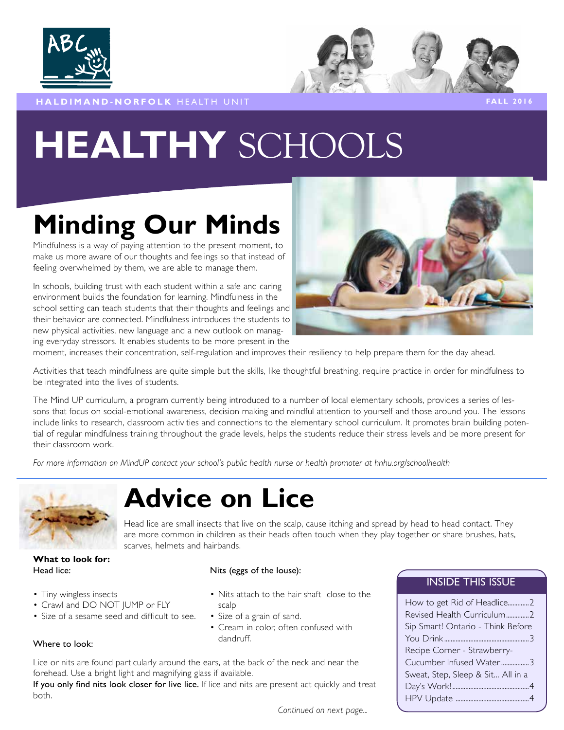**HALDIMAND-NORFOLK** HEALTH UNIT

FALL 2016

# HEALTHY SCHOOLS

## Minding Our Minds

Mindfulness is a way of paying attention to the present moment, to make us more aware of our thoughts and feelings so that instead of feeling overwhelmed by them, we are able to manage them.

In schools, building trust with each student within a safe and caring environment builds the foundation for learning. Mindfulness in the school setting can teach students that their thoughts and feelings and their behavior are connected. Mindfulness introduces the students to new physical activities, new language and a new outlook on managing everyday stressors. It enables students to be more present in the moment, increases their concentration, self-regulation and improves their resiliency to help prepare them for the day ahead.

Activities that teach mindfulness are quite simple but the skills, like thoughtful breathing, require practice in order for mindfulness to be integrated into the lives of students.

The Mind UP curriculum, a program currently being introduced to a number of local elementary schools, provides a series of lessons that focus on social-emotional awareness, decision making and mindful attention to yourself and those around you. The lessons include links to research, classroom activities and connections to the elementary school curriculum. It promotes brain building potential of regular mindfulness training throughout the grade levels, helps the students reduce their stress levels and be more present for their classroom work.

*For more information on MindUP contact your school's public health nurse or health promoter at hnhu.org/schoolhealth*

## Advice on Lice

Head lice are small insects that live on the scalp, cause itching and spread by head to head contact. They are more common in children as their heads often touch when they play together or share brushes, hats, scarves, helmets and hairbands.

**What to look for:**

Head lice:

- Tiny wingless insects
- Crawl and DO NOT JUMP or FLY
- Size of a sesame seed and difficult to see.

Nits (eggs of the louse):

- Nits attach to the hair shaft close to the scalp
- Size of a grain of sand.
- Cream in color, often confused with dandruff.

Where to look:

Lice or nits are found particularly around the ears, at the back of the neck and near the forehead. Use a bright light and magnifying glass if available.

**If you only find nits look closer for live lice.** If lice and nits are present act quickly and treat both.

*Continued on next page...*

### INSIDE THIS ISSUE

| | |
|---|---|
| How to get Rid of Headlice | 2 |
| Revised Health Curriculum | 2 |
| Sip Smart! Ontario - Think Before You Drink | 3 |
| Recipe Corner - Strawberry-Cucumber Infused Water | 3 |
| Sweat, Step, Sleep & Sit... All in a Day's Work! | 4 |
| HPV Update | 4 |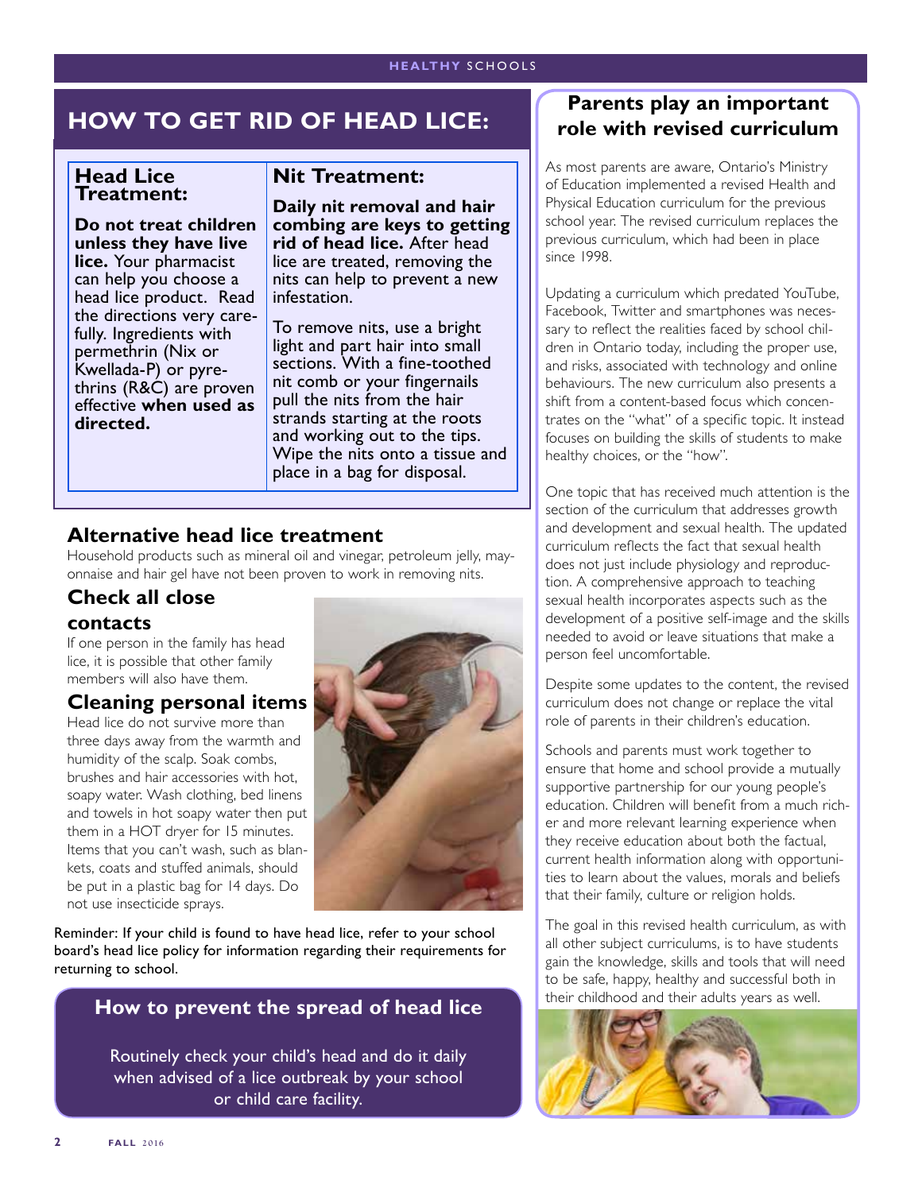# HOW TO GET RID OF HEAD LICE:

## Head Lice Treatment:

**Do not treat children unless they have live lice.** Your pharmacist can help you choose a head lice product. Read the directions very carefully. Ingredients with permethrin (Nix or Kwellada-P) or pyrethrins (R&C) are proven effective **when used as directed.**

## Nit Treatment:

**Daily nit removal and hair combing are keys to getting rid of head lice.** After head lice are treated, removing the nits can help to prevent a new infestation.

To remove nits, use a bright light and part hair into small sections. With a fine-toothed nit comb or your fingernails pull the nits from the hair strands starting at the roots and working out to the tips. Wipe the nits onto a tissue and place in a bag for disposal.

## Alternative head lice treatment

Household products such as mineral oil and vinegar, petroleum jelly, mayonnaise and hair gel have not been proven to work in removing nits.

## Check all close contacts

If one person in the family has head lice, it is possible that other family members will also have them.

## Cleaning personal items

Head lice do not survive more than three days away from the warmth and humidity of the scalp. Soak combs, brushes and hair accessories with hot, soapy water. Wash clothing, bed linens and towels in hot soapy water then put them in a HOT dryer for 15 minutes. Items that you can't wash, such as blankets, coats and stuffed animals, should be put in a plastic bag for 14 days. Do not use insecticide sprays.

Reminder: If your child is found to have head lice, refer to your school board's head lice policy for information regarding their requirements for returning to school.

## How to prevent the spread of head lice

Routinely check your child's head and do it daily when advised of a lice outbreak by your school or child care facility.

# Parents play an important role with revised curriculum

As most parents are aware, Ontario's Ministry of Education implemented a revised Health and Physical Education curriculum for the previous school year. The revised curriculum replaces the previous curriculum, which had been in place since 1998.

Updating a curriculum which predated YouTube, Facebook, Twitter and smartphones was necessary to reflect the realities faced by school children in Ontario today, including the proper use, and risks, associated with technology and online behaviours. The new curriculum also presents a shift from a content-based focus which concentrates on the "what" of a specific topic. It instead focuses on building the skills of students to make healthy choices, or the "how".

One topic that has received much attention is the section of the curriculum that addresses growth and development and sexual health. The updated curriculum reflects the fact that sexual health does not just include physiology and reproduction. A comprehensive approach to teaching sexual health incorporates aspects such as the development of a positive self-image and the skills needed to avoid or leave situations that make a person feel uncomfortable.

Despite some updates to the content, the revised curriculum does not change or replace the vital role of parents in their children's education.

Schools and parents must work together to ensure that home and school provide a mutually supportive partnership for our young people's education. Children will benefit from a much richer and more relevant learning experience when they receive education about both the factual, current health information along with opportunities to learn about the values, morals and beliefs that their family, culture or religion holds.

The goal in this revised health curriculum, as with all other subject curriculums, is to have students gain the knowledge, skills and tools that will need to be safe, happy, healthy and successful both in their childhood and their adults years as well.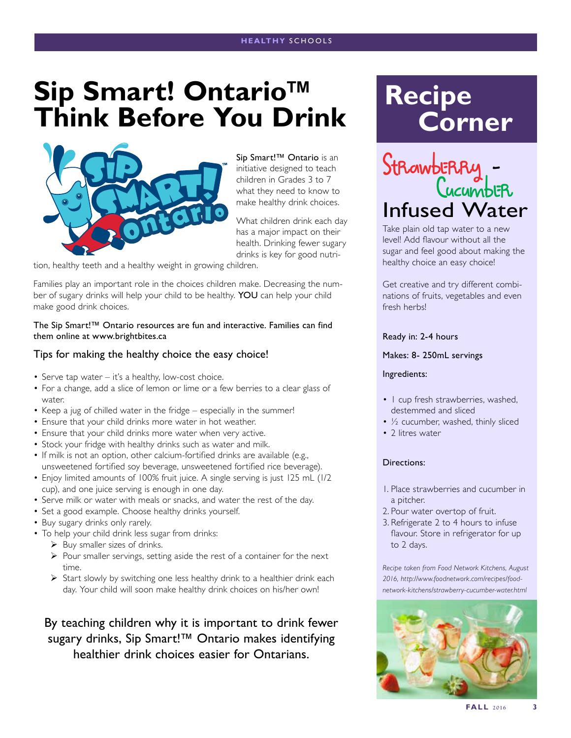# Sip Smart! Ontario™ Think Before You Drink

Sip Smart!™ Ontario is an initiative designed to teach children in Grades 3 to 7 what they need to know to make healthy drink choices.

What children drink each day has a major impact on their health. Drinking fewer sugary drinks is key for good nutrition, healthy teeth and a healthy weight in growing children.

Families play an important role in the choices children make. Decreasing the number of sugary drinks will help your child to be healthy. **YOU** can help your child make good drink choices.

The Sip Smart!™ Ontario resources are fun and interactive. Families can find them online at www.brightbites.ca

### Tips for making the healthy choice the easy choice!

- Serve tap water – it's a healthy, low-cost choice.
- For a change, add a slice of lemon or lime or a few berries to a clear glass of water.
- Keep a jug of chilled water in the fridge – especially in the summer!
- Ensure that your child drinks more water in hot weather.
- Ensure that your child drinks more water when very active.
- Stock your fridge with healthy drinks such as water and milk.
- If milk is not an option, other calcium-fortified drinks are available (e.g., unsweetened fortified soy beverage, unsweetened fortified rice beverage).
- Enjoy limited amounts of 100% fruit juice. A single serving is just 125 mL (1/2 cup), and one juice serving is enough in one day.
- Serve milk or water with meals or snacks, and water the rest of the day.
- Set a good example. Choose healthy drinks yourself.
- Buy sugary drinks only rarely.
- To help your child drink less sugar from drinks:
  - Buy smaller sizes of drinks.
  - Pour smaller servings, setting aside the rest of a container for the next time.
  - Start slowly by switching one less healthy drink to a healthier drink each day. Your child will soon make healthy drink choices on his/her own!

By teaching children why it is important to drink fewer sugary drinks, Sip Smart!™ Ontario makes identifying healthier drink choices easier for Ontarians.

# Recipe Corner

## Strawberry - Cucumber Infused Water

Take plain old tap water to a new level! Add flavour without all the sugar and feel good about making the healthy choice an easy choice!

Get creative and try different combinations of fruits, vegetables and even fresh herbs!

Ready in: 2-4 hours

Makes: 8- 250mL servings

Ingredients:

- 1 cup fresh strawberries, washed, destemmed and sliced
- ½ cucumber, washed, thinly sliced
- 2 litres water

Directions:

1. Place strawberries and cucumber in a pitcher.
2. Pour water overtop of fruit.
3. Refrigerate 2 to 4 hours to infuse flavour. Store in refrigerator for up to 2 days.

*Recipe taken from Food Network Kitchens, August 2016, http://www.foodnetwork.com/recipes/food-network-kitchens/strawberry-cucumber-water.html*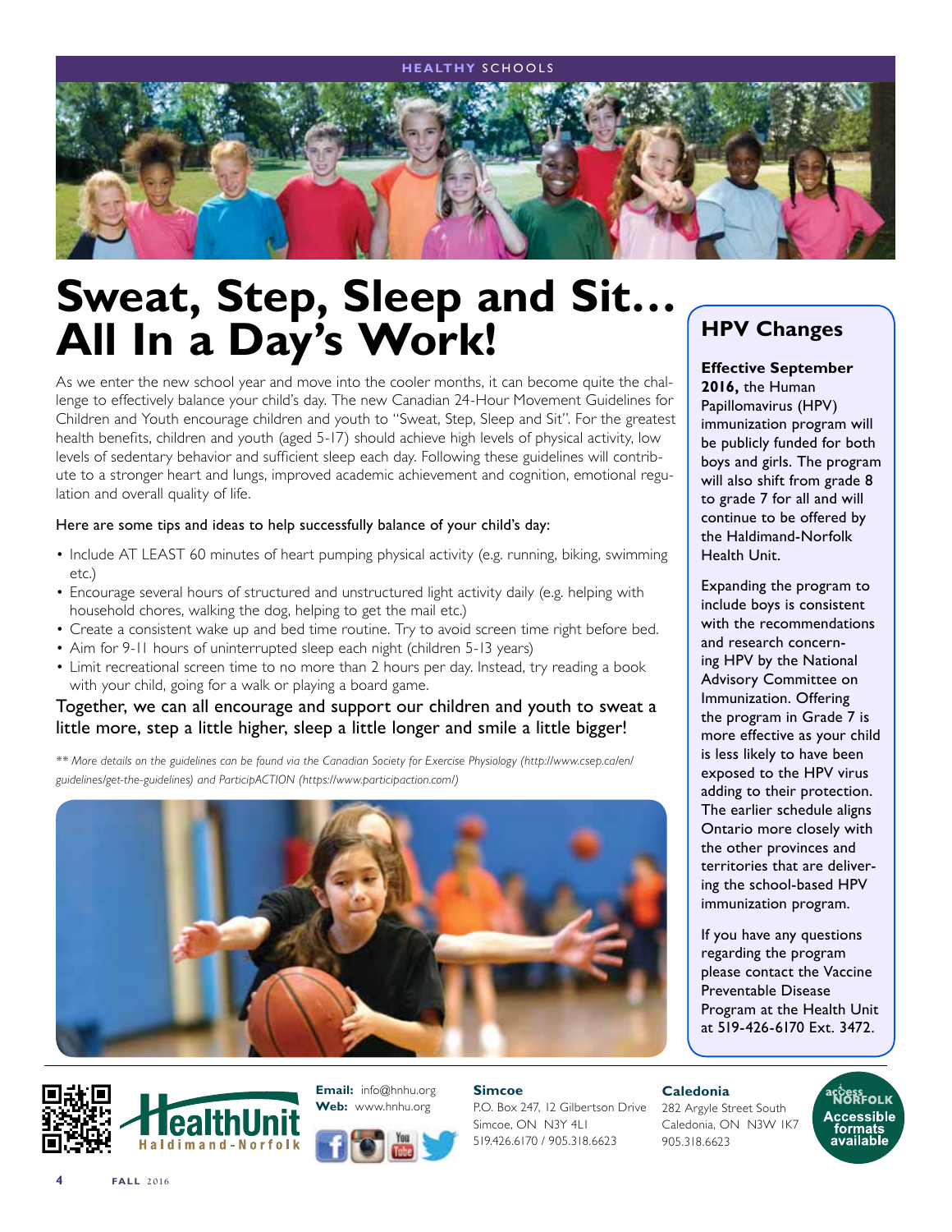HEALTHY SCHOOLS

# Sweat, Step, Sleep and Sit… All In a Day's Work!

As we enter the new school year and move into the cooler months, it can become quite the challenge to effectively balance your child's day. The new Canadian 24-Hour Movement Guidelines for Children and Youth encourage children and youth to "Sweat, Step, Sleep and Sit". For the greatest health benefits, children and youth (aged 5-17) should achieve high levels of physical activity, low levels of sedentary behavior and sufficient sleep each day. Following these guidelines will contribute to a stronger heart and lungs, improved academic achievement and cognition, emotional regulation and overall quality of life.

Here are some tips and ideas to help successfully balance of your child's day:

- Include AT LEAST 60 minutes of heart pumping physical activity (e.g. running, biking, swimming etc.)
- Encourage several hours of structured and unstructured light activity daily (e.g. helping with household chores, walking the dog, helping to get the mail etc.)
- Create a consistent wake up and bed time routine. Try to avoid screen time right before bed.
- Aim for 9-11 hours of uninterrupted sleep each night (children 5-13 years)
- Limit recreational screen time to no more than 2 hours per day. Instead, try reading a book with your child, going for a walk or playing a board game.

Together, we can all encourage and support our children and youth to sweat a little more, step a little higher, sleep a little longer and smile a little bigger!

*** More details on the guidelines can be found via the Canadian Society for Exercise Physiology (http://www.csep.ca/en/guidelines/get-the-guidelines) and ParticipACTION (https://www.participaction.com/)*

## HPV Changes

**Effective September 2016,** the Human Papillomavirus (HPV) immunization program will be publicly funded for both boys and girls. The program will also shift from grade 8 to grade 7 for all and will continue to be offered by the Haldimand-Norfolk Health Unit.

Expanding the program to include boys is consistent with the recommendations and research concerning HPV by the National Advisory Committee on Immunization. Offering the program in Grade 7 is more effective as your child is less likely to have been exposed to the HPV virus adding to their protection. The earlier schedule aligns Ontario more closely with the other provinces and territories that are delivering the school-based HPV immunization program.

If you have any questions regarding the program please contact the Vaccine Preventable Disease Program at the Health Unit at 519-426-6170 Ext. 3472.

HealthUnit Haldimand-Norfolk

**Email:** info@hnhu.org
**Web:** www.hnhu.org

**Simcoe**
P.O. Box 247, 12 Gilbertson Drive
Simcoe, ON N3Y 4L1
519.426.6170 / 905.318.6623

**Caledonia**
282 Argyle Street South
Caledonia, ON N3W 1K7
905.318.6623

access NORFOLK — Accessible formats available